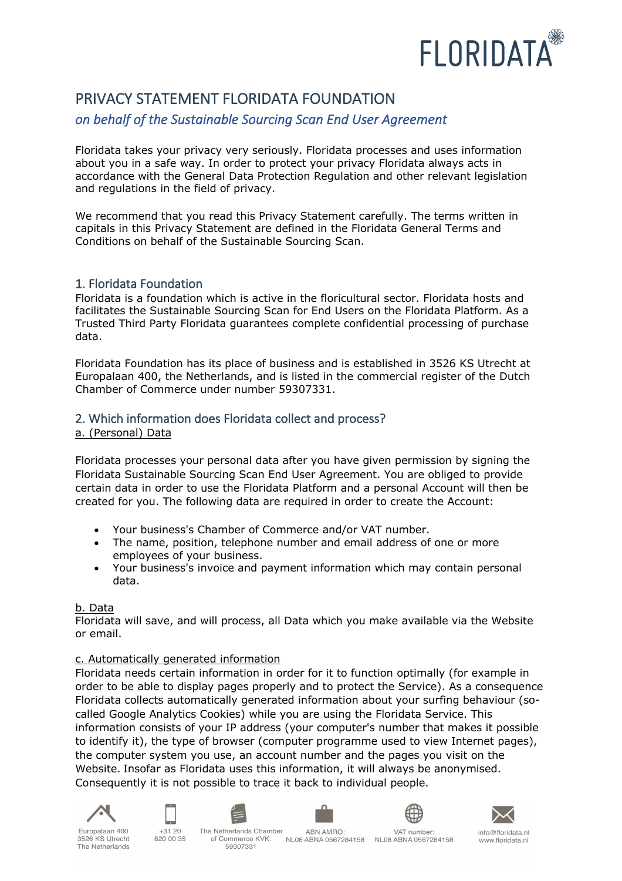# PRIVACY STATEMENT FLORIDATA FOUNDATION

*on behalf of the Sustainable Sourcing Scan End User Agreement*

Floridata takes your privacy very seriously. Floridata processes and uses information about you in a safe way. In order to protect your privacy Floridata always acts in accordance with the General Data Protection Regulation and other relevant legislation and regulations in the field of privacy.

We recommend that you read this Privacy Statement carefully. The terms written in capitals in this Privacy Statement are defined in the Floridata General Terms and Conditions on behalf of the Sustainable Sourcing Scan.

## 1. Floridata Foundation

Floridata is a foundation which is active in the floricultural sector. Floridata hosts and facilitates the Sustainable Sourcing Scan for End Users on the Floridata Platform. As a Trusted Third Party Floridata guarantees complete confidential processing of purchase data.

Floridata Foundation has its place of business and is established in 3526 KS Utrecht at Europalaan 400, the Netherlands, and is listed in the commercial register of the Dutch Chamber of Commerce under number 59307331.

## 2. Which information does Floridata collect and process?

### a. (Personal) Data

Floridata processes your personal data after you have given permission by signing the Floridata Sustainable Sourcing Scan End User Agreement. You are obliged to provide certain data in order to use the Floridata Platform and a personal Account will then be created for you. The following data are required in order to create the Account:

- Your business's Chamber of Commerce and/or VAT number.
- The name, position, telephone number and email address of one or more employees of your business.
- Your business's invoice and payment information which may contain personal data.

### b. Data

Floridata will save, and will process, all Data which you make available via the Website or email.

### c. Automatically generated information

Floridata needs certain information in order for it to function optimally (for example in order to be able to display pages properly and to protect the Service). As a consequence Floridata collects automatically generated information about your surfing behaviour (so-called Google Analytics Cookies) while you are using the Floridata Service. This information consists of your IP address (your computer's number that makes it possible to identify it), the type of browser (computer programme used to view Internet pages), the computer system you use, an account number and the pages you visit on the Website. Insofar as Floridata uses this information, it will always be anonymised. Consequently it is not possible to trace it back to individual people.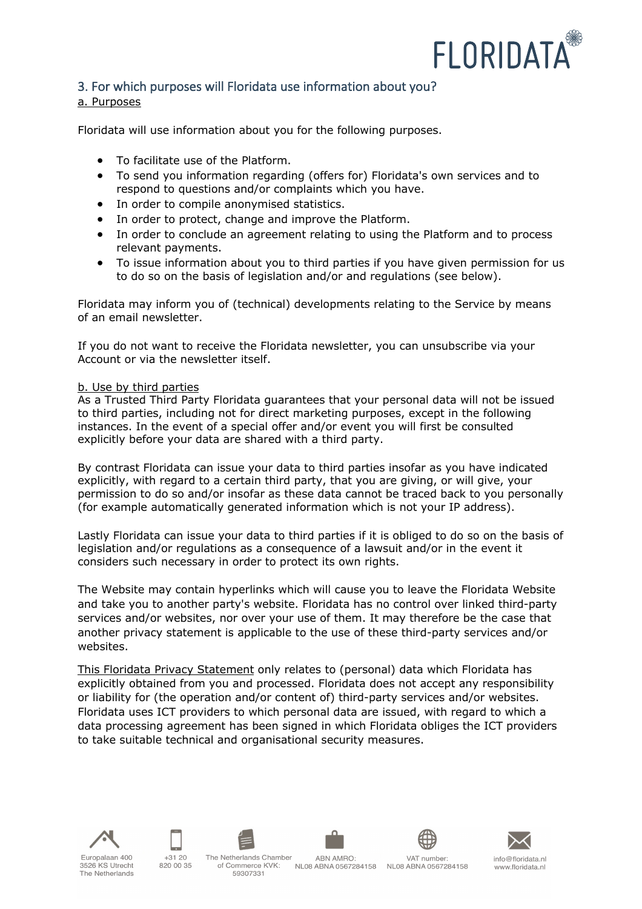## 3. For which purposes will Floridata use information about you?

a. Purposes

Floridata will use information about you for the following purposes.

- To facilitate use of the Platform.
- To send you information regarding (offers for) Floridata's own services and to respond to questions and/or complaints which you have.
- In order to compile anonymised statistics.
- In order to protect, change and improve the Platform.
- In order to conclude an agreement relating to using the Platform and to process relevant payments.
- To issue information about you to third parties if you have given permission for us to do so on the basis of legislation and/or and regulations (see below).

Floridata may inform you of (technical) developments relating to the Service by means of an email newsletter.

If you do not want to receive the Floridata newsletter, you can unsubscribe via your Account or via the newsletter itself.

b. Use by third parties

As a Trusted Third Party Floridata guarantees that your personal data will not be issued to third parties, including not for direct marketing purposes, except in the following instances. In the event of a special offer and/or event you will first be consulted explicitly before your data are shared with a third party.

By contrast Floridata can issue your data to third parties insofar as you have indicated explicitly, with regard to a certain third party, that you are giving, or will give, your permission to do so and/or insofar as these data cannot be traced back to you personally (for example automatically generated information which is not your IP address).

Lastly Floridata can issue your data to third parties if it is obliged to do so on the basis of legislation and/or regulations as a consequence of a lawsuit and/or in the event it considers such necessary in order to protect its own rights.

The Website may contain hyperlinks which will cause you to leave the Floridata Website and take you to another party's website. Floridata has no control over linked third-party services and/or websites, nor over your use of them. It may therefore be the case that another privacy statement is applicable to the use of these third-party services and/or websites.

This Floridata Privacy Statement only relates to (personal) data which Floridata has explicitly obtained from you and processed. Floridata does not accept any responsibility or liability for (the operation and/or content of) third-party services and/or websites. Floridata uses ICT providers to which personal data are issued, with regard to which a data processing agreement has been signed in which Floridata obliges the ICT providers to take suitable technical and organisational security measures.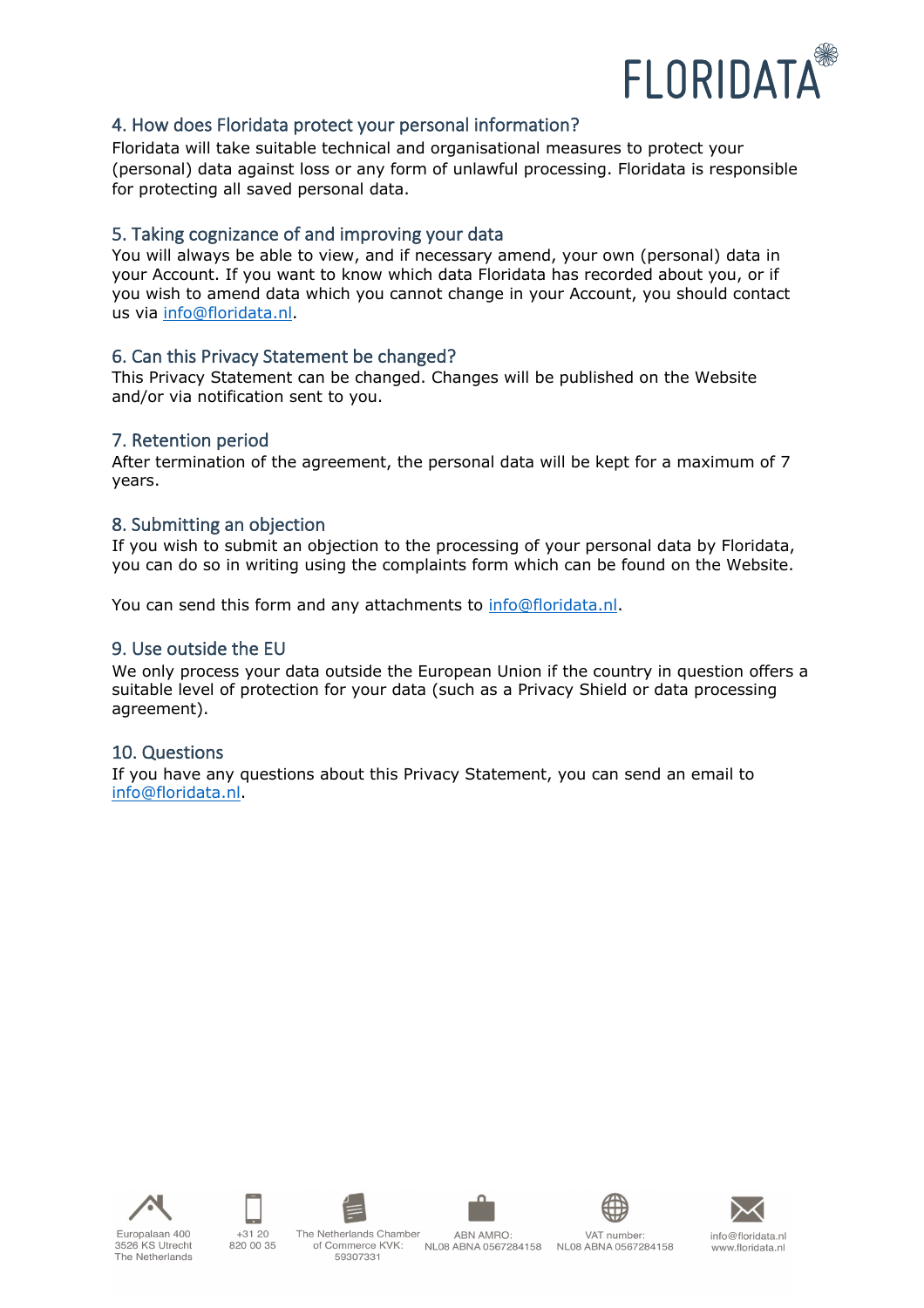## 4. How does Floridata protect your personal information?

Floridata will take suitable technical and organisational measures to protect your (personal) data against loss or any form of unlawful processing. Floridata is responsible for protecting all saved personal data.

## 5. Taking cognizance of and improving your data

You will always be able to view, and if necessary amend, your own (personal) data in your Account. If you want to know which data Floridata has recorded about you, or if you wish to amend data which you cannot change in your Account, you should contact us via info@floridata.nl.

## 6. Can this Privacy Statement be changed?

This Privacy Statement can be changed. Changes will be published on the Website and/or via notification sent to you.

## 7. Retention period

After termination of the agreement, the personal data will be kept for a maximum of 7 years.

## 8. Submitting an objection

If you wish to submit an objection to the processing of your personal data by Floridata, you can do so in writing using the complaints form which can be found on the Website.

You can send this form and any attachments to info@floridata.nl.

## 9. Use outside the EU

We only process your data outside the European Union if the country in question offers a suitable level of protection for your data (such as a Privacy Shield or data processing agreement).

## 10. Questions

If you have any questions about this Privacy Statement, you can send an email to info@floridata.nl.